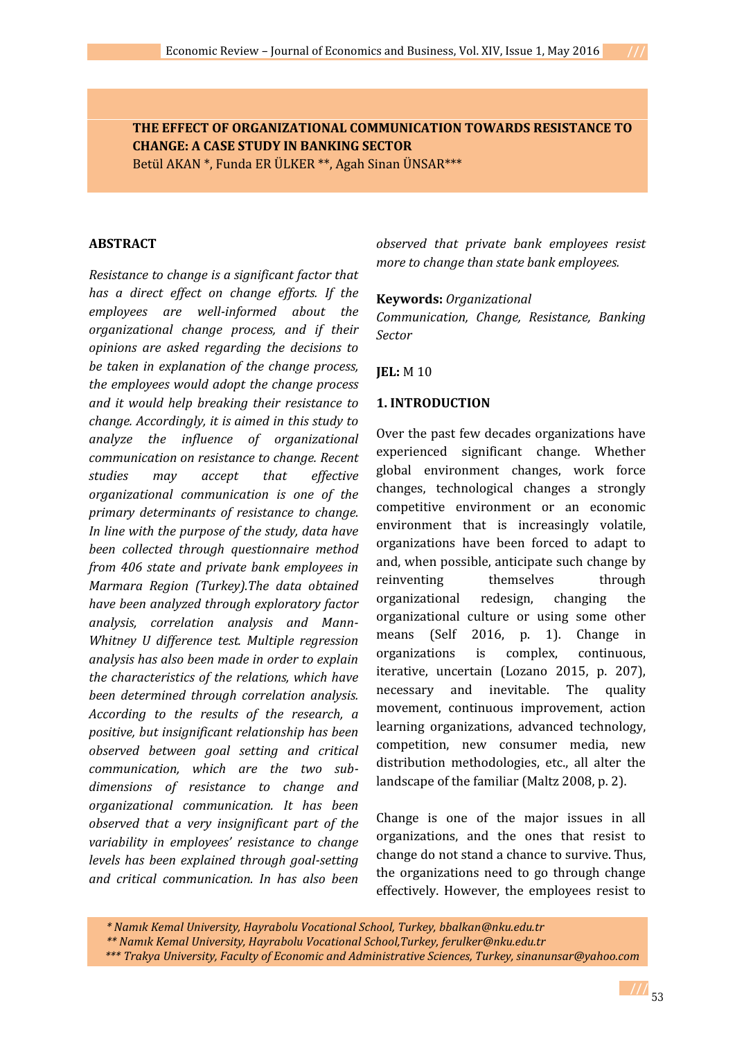# THE EFFECT OF ORGANIZATIONAL COMMUNICATION TOWARDS RESISTANCE TO CHANGE: A CASE STUDY IN BANKING SECTOR

Betül AKAN *, Funda ER ÜLKER **, Agah Sinan ÜNSAR***

## ABSTRACT

*Resistance to change is a significant factor that has a direct effect on change efforts. If the employees are well-informed about the organizational change process, and if their opinions are asked regarding the decisions to be taken in explanation of the change process, the employees would adopt the change process and it would help breaking their resistance to change. Accordingly, it is aimed in this study to analyze the influence of organizational communication on resistance to change. Recent studies may accept that effective organizational communication is one of the primary determinants of resistance to change. In line with the purpose of the study, data have been collected through questionnaire method from 406 state and private bank employees in Marmara Region (Turkey).The data obtained have been analyzed through exploratory factor analysis, correlation analysis and Mann-Whitney U difference test. Multiple regression analysis has also been made in order to explain the characteristics of the relations, which have been determined through correlation analysis. According to the results of the research, a positive, but insignificant relationship has been observed between goal setting and critical communication, which are the two sub-dimensions of resistance to change and organizational communication. It has been observed that a very insignificant part of the variability in employees' resistance to change levels has been explained through goal-setting and critical communication. In has also been observed that private bank employees resist more to change than state bank employees.*

**Keywords:** *Organizational Communication, Change, Resistance, Banking Sector*

**JEL:** M 10

## 1. INTRODUCTION

Over the past few decades organizations have experienced significant change. Whether global environment changes, work force changes, technological changes a strongly competitive environment or an economic environment that is increasingly volatile, organizations have been forced to adapt to and, when possible, anticipate such change by reinventing themselves through organizational redesign, changing the organizational culture or using some other means (Self 2016, p. 1). Change in organizations is complex, continuous, iterative, uncertain (Lozano 2015, p. 207), necessary and inevitable. The quality movement, continuous improvement, action learning organizations, advanced technology, competition, new consumer media, new distribution methodologies, etc., all alter the landscape of the familiar (Maltz 2008, p. 2).

Change is one of the major issues in all organizations, and the ones that resist to change do not stand a chance to survive. Thus, the organizations need to go through change effectively. However, the employees resist to

*\* Namık Kemal University, Hayrabolu Vocational School, Turkey, bbalkan@nku.edu.tr*

*\*\* Namık Kemal University, Hayrabolu Vocational School,Turkey, ferulker@nku.edu.tr*

*\*\*\* Trakya University, Faculty of Economic and Administrative Sciences, Turkey, sinanunsar@yahoo.com*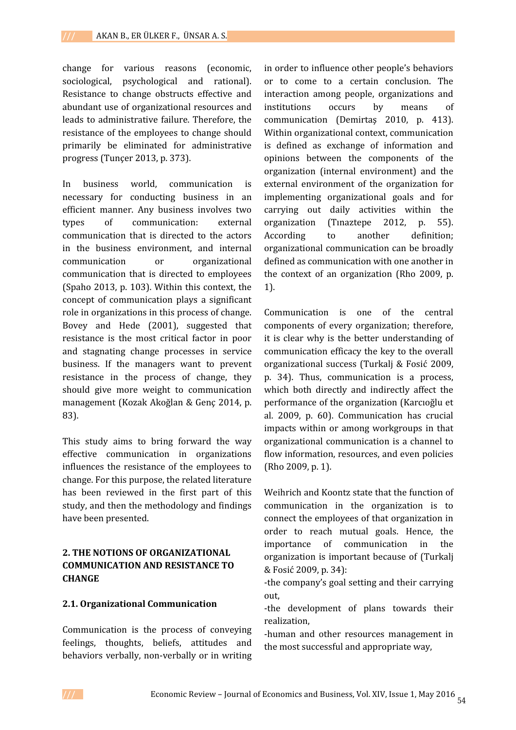change for various reasons (economic, sociological, psychological and rational). Resistance to change obstructs effective and abundant use of organizational resources and leads to administrative failure. Therefore, the resistance of the employees to change should primarily be eliminated for administrative progress (Tunçer 2013, p. 373).

In business world, communication is necessary for conducting business in an efficient manner. Any business involves two types of communication: external communication that is directed to the actors in the business environment, and internal communication or organizational communication that is directed to employees (Spaho 2013, p. 103). Within this context, the concept of communication plays a significant role in organizations in this process of change. Bovey and Hede (2001), suggested that resistance is the most critical factor in poor and stagnating change processes in service business. If the managers want to prevent resistance in the process of change, they should give more weight to communication management (Kozak Akoğlan & Genç 2014, p. 83).

This study aims to bring forward the way effective communication in organizations influences the resistance of the employees to change. For this purpose, the related literature has been reviewed in the first part of this study, and then the methodology and findings have been presented.

## 2. THE NOTIONS OF ORGANIZATIONAL COMMUNICATION AND RESISTANCE TO CHANGE

### 2.1. Organizational Communication

Communication is the process of conveying feelings, thoughts, beliefs, attitudes and behaviors verbally, non-verbally or in writing in order to influence other people's behaviors or to come to a certain conclusion. The interaction among people, organizations and institutions occurs by means of communication (Demirtaş 2010, p. 413). Within organizational context, communication is defined as exchange of information and opinions between the components of the organization (internal environment) and the external environment of the organization for implementing organizational goals and for carrying out daily activities within the organization (Tınaztepe 2012, p. 55). According to another definition; organizational communication can be broadly defined as communication with one another in the context of an organization (Rho 2009, p. 1).

Communication is one of the central components of every organization; therefore, it is clear why is the better understanding of communication efficacy the key to the overall organizational success (Turkalj & Fosić 2009, p. 34). Thus, communication is a process, which both directly and indirectly affect the performance of the organization (Karcıoğlu et al. 2009, p. 60). Communication has crucial impacts within or among workgroups in that organizational communication is a channel to flow information, resources, and even policies (Rho 2009, p. 1).

Weihrich and Koontz state that the function of communication in the organization is to connect the employees of that organization in order to reach mutual goals. Hence, the importance of communication in the organization is important because of (Turkalj & Fosić 2009, p. 34):

-the company's goal setting and their carrying out,

-the development of plans towards their realization,

-human and other resources management in the most successful and appropriate way,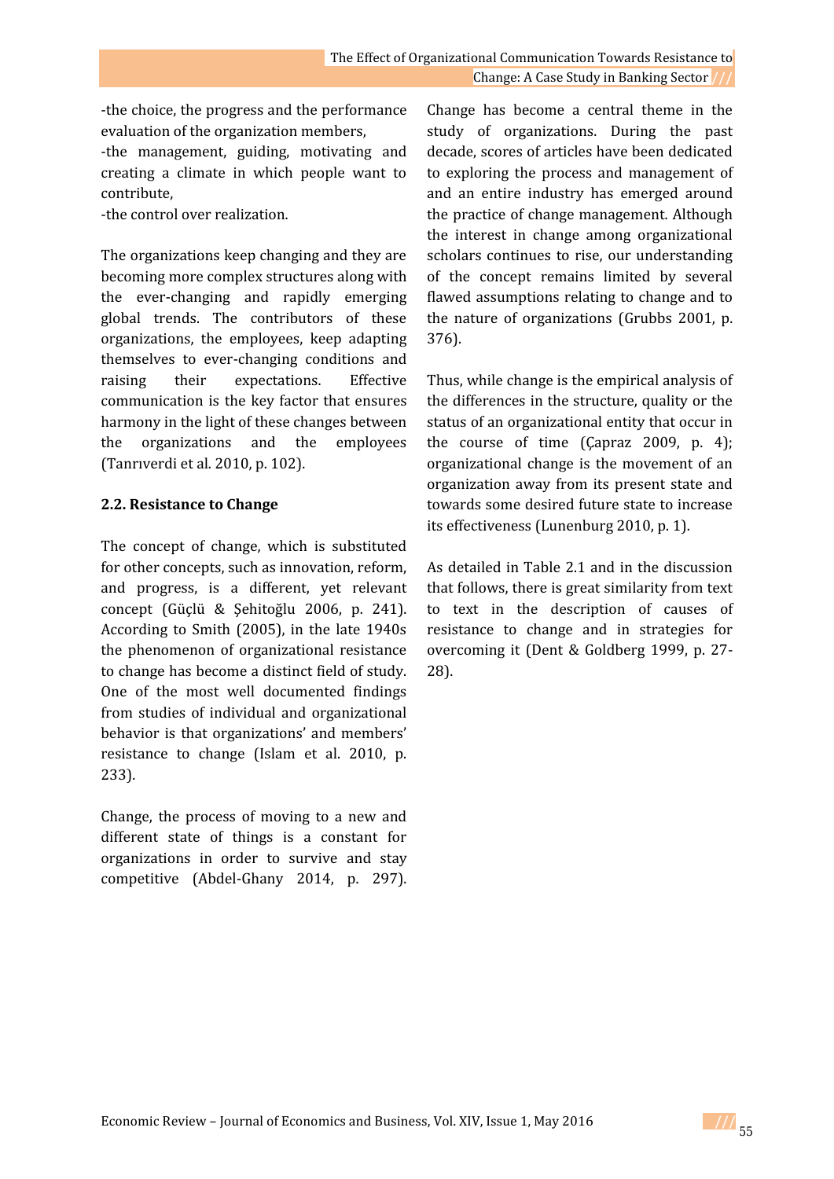-the choice, the progress and the performance evaluation of the organization members,

-the management, guiding, motivating and creating a climate in which people want to contribute,

-the control over realization.

The organizations keep changing and they are becoming more complex structures along with the ever-changing and rapidly emerging global trends. The contributors of these organizations, the employees, keep adapting themselves to ever-changing conditions and raising their expectations. Effective communication is the key factor that ensures harmony in the light of these changes between the organizations and the employees (Tanrıverdi et al. 2010, p. 102).

### 2.2. Resistance to Change

The concept of change, which is substituted for other concepts, such as innovation, reform, and progress, is a different, yet relevant concept (Güçlü & Şehitoğlu 2006, p. 241). According to Smith (2005), in the late 1940s the phenomenon of organizational resistance to change has become a distinct field of study. One of the most well documented findings from studies of individual and organizational behavior is that organizations' and members' resistance to change (Islam et al. 2010, p. 233).

Change, the process of moving to a new and different state of things is a constant for organizations in order to survive and stay competitive (Abdel-Ghany 2014, p. 297). Change has become a central theme in the study of organizations. During the past decade, scores of articles have been dedicated to exploring the process and management of and an entire industry has emerged around the practice of change management. Although the interest in change among organizational scholars continues to rise, our understanding of the concept remains limited by several flawed assumptions relating to change and to the nature of organizations (Grubbs 2001, p. 376).

Thus, while change is the empirical analysis of the differences in the structure, quality or the status of an organizational entity that occur in the course of time (Çapraz 2009, p. 4); organizational change is the movement of an organization away from its present state and towards some desired future state to increase its effectiveness (Lunenburg 2010, p. 1).

As detailed in Table 2.1 and in the discussion that follows, there is great similarity from text to text in the description of causes of resistance to change and in strategies for overcoming it (Dent & Goldberg 1999, p. 27-28).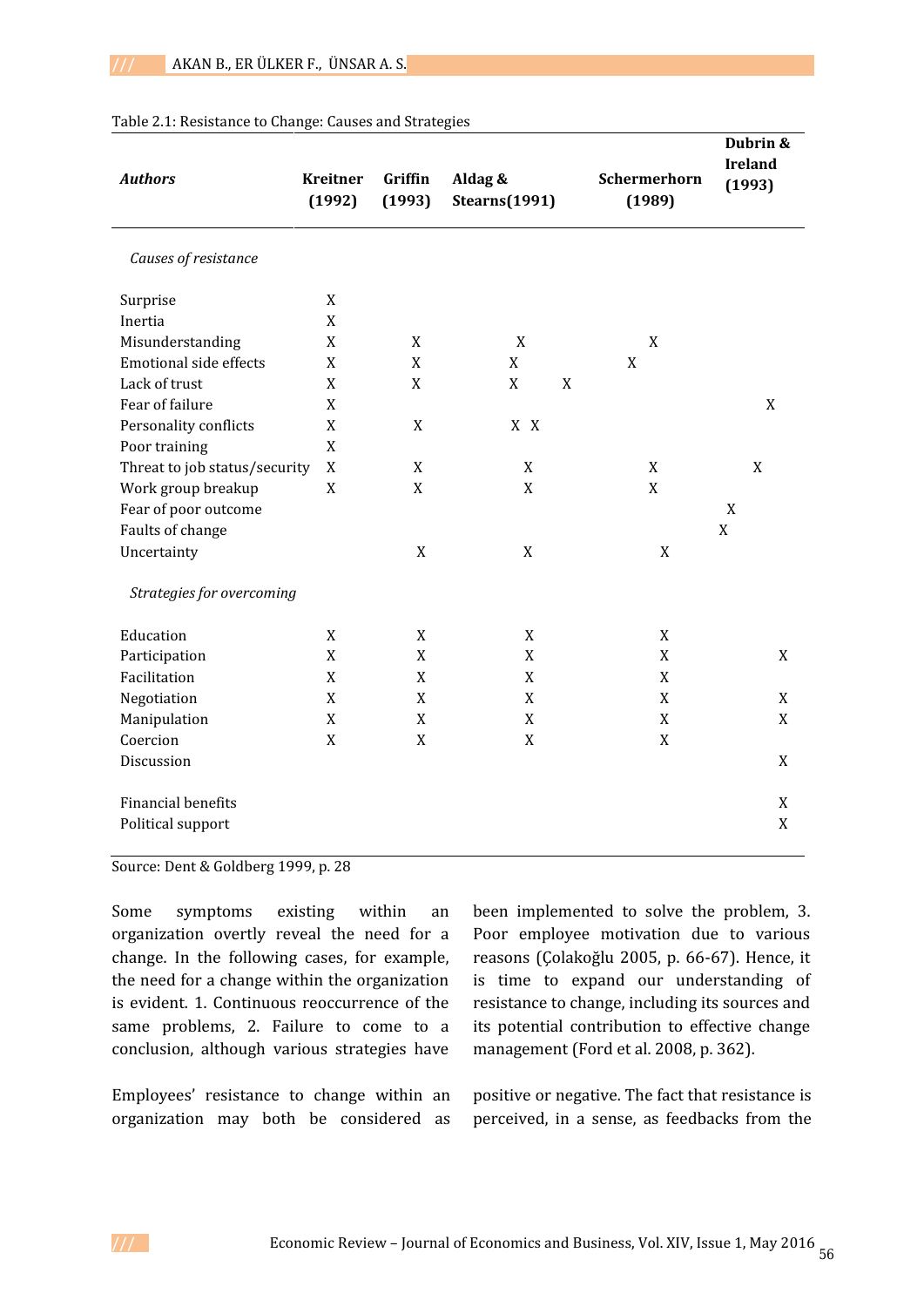Table 2.1: Resistance to Change: Causes and Strategies

| ***Authors*** | **Kreitner (1992)** | **Griffin (1993)** | **Aldag & Stearns(1991)** | **Schermerhorn (1989)** | **Dubrin & Ireland (1993)** |
|---|---|---|---|---|---|
| *Causes of resistance* | | | | | |
| Surprise | X | | | | |
| Inertia | X | | | | |
| Misunderstanding | X | X | X | X | |
| Emotional side effects | X | X | X | X | |
| Lack of trust | X | X | X | X | |
| Fear of failure | X | | | | X |
| Personality conflicts | X | X | X | X | |
| Poor training | X | | | | |
| Threat to job status/security | X | X | X | X | X |
| Work group breakup | X | X | X | X | |
| Fear of poor outcome | | | | | X |
| Faults of change | | | | | X |
| Uncertainty | | X | X | X | |
| *Strategies for overcoming* | | | | | |
| Education | X | X | X | X | |
| Participation | X | X | X | X | X |
| Facilitation | X | X | X | X | |
| Negotiation | X | X | X | X | X |
| Manipulation | X | X | X | X | X |
| Coercion | X | X | X | X | |
| Discussion | | | | | X |
| Financial benefits | | | | | X |
| Political support | | | | | X |

Source: Dent & Goldberg 1999, p. 28

Some symptoms existing within an organization overtly reveal the need for a change. In the following cases, for example, the need for a change within the organization is evident. 1. Continuous reoccurrence of the same problems, 2. Failure to come to a conclusion, although various strategies have been implemented to solve the problem, 3. Poor employee motivation due to various reasons (Çolakoğlu 2005, p. 66-67). Hence, it is time to expand our understanding of resistance to change, including its sources and its potential contribution to effective change management (Ford et al. 2008, p. 362).

Employees' resistance to change within an organization may both be considered as positive or negative. The fact that resistance is perceived, in a sense, as feedbacks from the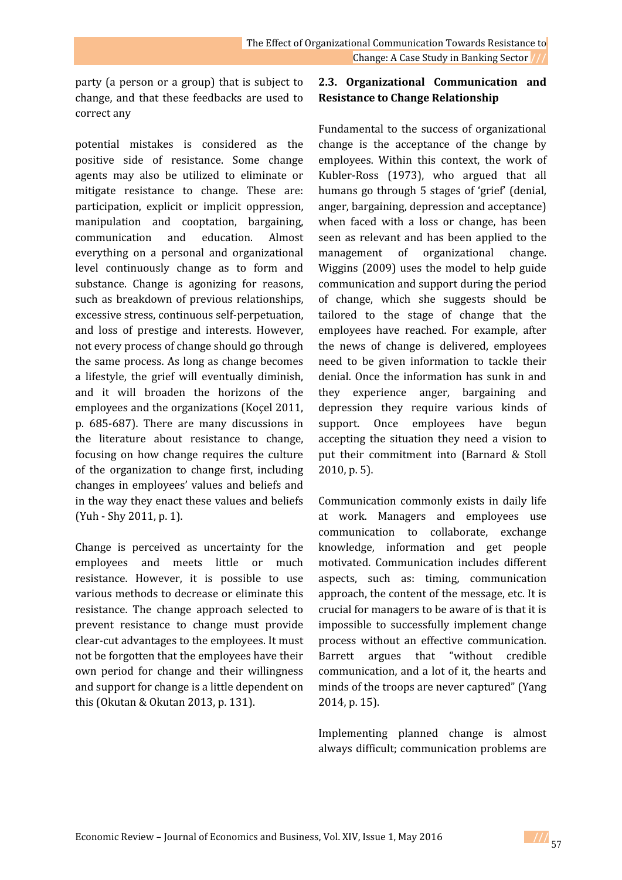party (a person or a group) that is subject to change, and that these feedbacks are used to correct any

potential mistakes is considered as the positive side of resistance. Some change agents may also be utilized to eliminate or mitigate resistance to change. These are: participation, explicit or implicit oppression, manipulation and cooptation, bargaining, communication and education. Almost everything on a personal and organizational level continuously change as to form and substance. Change is agonizing for reasons, such as breakdown of previous relationships, excessive stress, continuous self-perpetuation, and loss of prestige and interests. However, not every process of change should go through the same process. As long as change becomes a lifestyle, the grief will eventually diminish, and it will broaden the horizons of the employees and the organizations (Koçel 2011, p. 685-687). There are many discussions in the literature about resistance to change, focusing on how change requires the culture of the organization to change first, including changes in employees' values and beliefs and in the way they enact these values and beliefs (Yuh - Shy 2011, p. 1).

Change is perceived as uncertainty for the employees and meets little or much resistance. However, it is possible to use various methods to decrease or eliminate this resistance. The change approach selected to prevent resistance to change must provide clear-cut advantages to the employees. It must not be forgotten that the employees have their own period for change and their willingness and support for change is a little dependent on this (Okutan & Okutan 2013, p. 131).

## 2.3. Organizational Communication and Resistance to Change Relationship

Fundamental to the success of organizational change is the acceptance of the change by employees. Within this context, the work of Kubler-Ross (1973), who argued that all humans go through 5 stages of 'grief' (denial, anger, bargaining, depression and acceptance) when faced with a loss or change, has been seen as relevant and has been applied to the management of organizational change. Wiggins (2009) uses the model to help guide communication and support during the period of change, which she suggests should be tailored to the stage of change that the employees have reached. For example, after the news of change is delivered, employees need to be given information to tackle their denial. Once the information has sunk in and they experience anger, bargaining and depression they require various kinds of support. Once employees have begun accepting the situation they need a vision to put their commitment into (Barnard & Stoll 2010, p. 5).

Communication commonly exists in daily life at work. Managers and employees use communication to collaborate, exchange knowledge, information and get people motivated. Communication includes different aspects, such as: timing, communication approach, the content of the message, etc. It is crucial for managers to be aware of is that it is impossible to successfully implement change process without an effective communication. Barrett argues that "without credible communication, and a lot of it, the hearts and minds of the troops are never captured" (Yang 2014, p. 15).

Implementing planned change is almost always difficult; communication problems are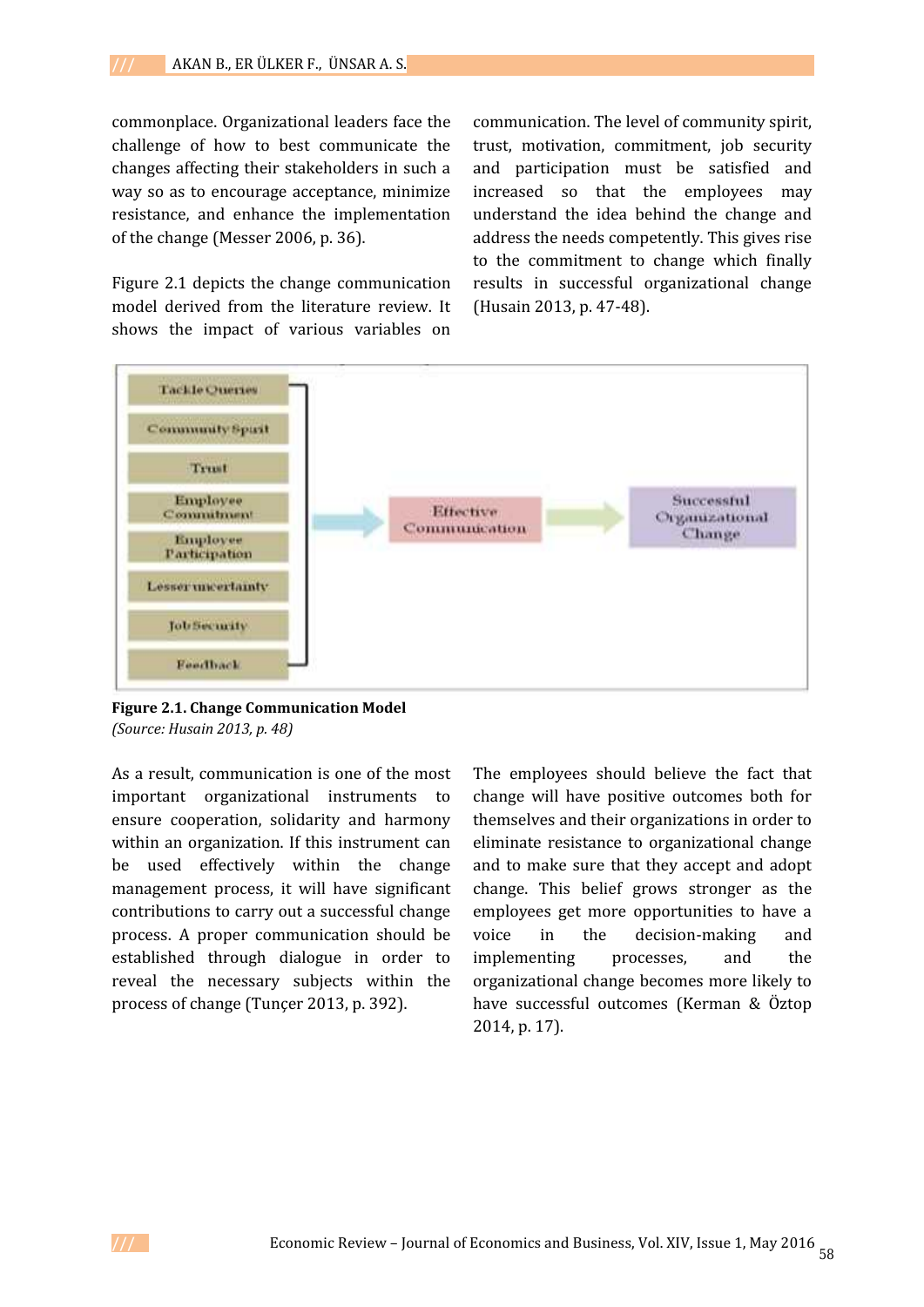commonplace. Organizational leaders face the challenge of how to best communicate the changes affecting their stakeholders in such a way so as to encourage acceptance, minimize resistance, and enhance the implementation of the change (Messer 2006, p. 36).

Figure 2.1 depicts the change communication model derived from the literature review. It shows the impact of various variables on communication. The level of community spirit, trust, motivation, commitment, job security and participation must be satisfied and increased so that the employees may understand the idea behind the change and address the needs competently. This gives rise to the commitment to change which finally results in successful organizational change (Husain 2013, p. 47-48).

**Figure 2.1. Change Communication Model**
*(Source: Husain 2013, p. 48)*

As a result, communication is one of the most important organizational instruments to ensure cooperation, solidarity and harmony within an organization. If this instrument can be used effectively within the change management process, it will have significant contributions to carry out a successful change process. A proper communication should be established through dialogue in order to reveal the necessary subjects within the process of change (Tunçer 2013, p. 392).

The employees should believe the fact that change will have positive outcomes both for themselves and their organizations in order to eliminate resistance to organizational change and to make sure that they accept and adopt change. This belief grows stronger as the employees get more opportunities to have a voice in the decision-making and implementing processes, and the organizational change becomes more likely to have successful outcomes (Kerman & Öztop 2014, p. 17).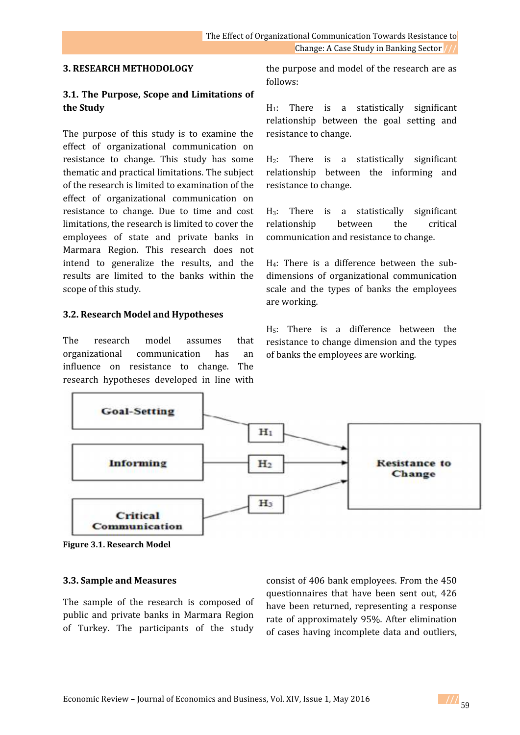## 3. RESEARCH METHODOLOGY

### 3.1. The Purpose, Scope and Limitations of the Study

The purpose of this study is to examine the effect of organizational communication on resistance to change. This study has some thematic and practical limitations. The subject of the research is limited to examination of the effect of organizational communication on resistance to change. Due to time and cost limitations, the research is limited to cover the employees of state and private banks in Marmara Region. This research does not intend to generalize the results, and the results are limited to the banks within the scope of this study.

### 3.2. Research Model and Hypotheses

The research model assumes that organizational communication has an influence on resistance to change. The research hypotheses developed in line with the purpose and model of the research are as follows:

$H_1$: There is a statistically significant relationship between the goal setting and resistance to change.

$H_2$: There is a statistically significant relationship between the informing and resistance to change.

$H_3$: There is a statistically significant relationship between the critical communication and resistance to change.

$H_4$: There is a difference between the sub-dimensions of organizational communication scale and the types of banks the employees are working.

$H_5$: There is a difference between the resistance to change dimension and the types of banks the employees are working.

| Predictor | Hypothesis | Outcome |
|---|---|---|
| Goal-Setting | $H_1$ → | Resistance to Change |
| Informing | $H_2$ → | Resistance to Change |
| Critical Communication | $H_3$ → | Resistance to Change |

**Figure 3.1. Research Model**

### 3.3. Sample and Measures

The sample of the research is composed of public and private banks in Marmara Region of Turkey. The participants of the study consist of 406 bank employees. From the 450 questionnaires that have been sent out, 426 have been returned, representing a response rate of approximately 95%. After elimination of cases having incomplete data and outliers,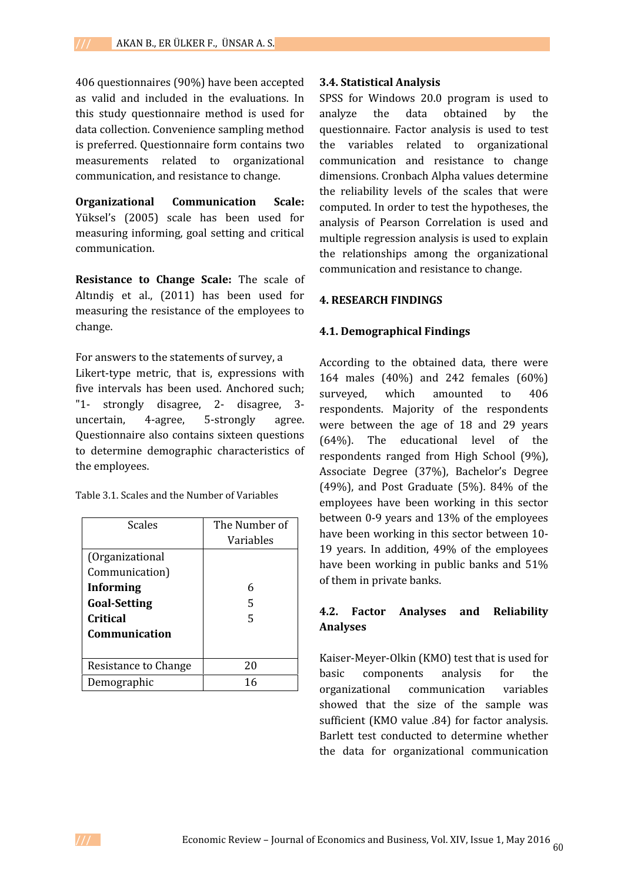406 questionnaires (90%) have been accepted as valid and included in the evaluations. In this study questionnaire method is used for data collection. Convenience sampling method is preferred. Questionnaire form contains two measurements related to organizational communication, and resistance to change.

**Organizational Communication Scale:** Yüksel's (2005) scale has been used for measuring informing, goal setting and critical communication.

**Resistance to Change Scale:** The scale of Altındiş et al., (2011) has been used for measuring the resistance of the employees to change.

For answers to the statements of survey, a Likert-type metric, that is, expressions with five intervals has been used. Anchored such; "1- strongly disagree, 2- disagree, 3- uncertain, 4-agree, 5-strongly agree. Questionnaire also contains sixteen questions to determine demographic characteristics of the employees.

Table 3.1. Scales and the Number of Variables

| Scales | The Number of Variables |
|---|---|
| (Organizational Communication) | |
| **Informing** | 6 |
| **Goal-Setting** | 5 |
| **Critical Communication** | 5 |
| Resistance to Change | 20 |
| Demographic | 16 |

### 3.4. Statistical Analysis

SPSS for Windows 20.0 program is used to analyze the data obtained by the questionnaire. Factor analysis is used to test the variables related to organizational communication and resistance to change dimensions. Cronbach Alpha values determine the reliability levels of the scales that were computed. In order to test the hypotheses, the analysis of Pearson Correlation is used and multiple regression analysis is used to explain the relationships among the organizational communication and resistance to change.

## 4. RESEARCH FINDINGS

### 4.1. Demographical Findings

According to the obtained data, there were 164 males (40%) and 242 females (60%) surveyed, which amounted to 406 respondents. Majority of the respondents were between the age of 18 and 29 years (64%). The educational level of the respondents ranged from High School (9%), Associate Degree (37%), Bachelor's Degree (49%), and Post Graduate (5%). 84% of the employees have been working in this sector between 0-9 years and 13% of the employees have been working in this sector between 10-19 years. In addition, 49% of the employees have been working in public banks and 51% of them in private banks.

### 4.2. Factor Analyses and Reliability Analyses

Kaiser-Meyer-Olkin (KMO) test that is used for basic components analysis for the organizational communication variables showed that the size of the sample was sufficient (KMO value .84) for factor analysis. Barlett test conducted to determine whether the data for organizational communication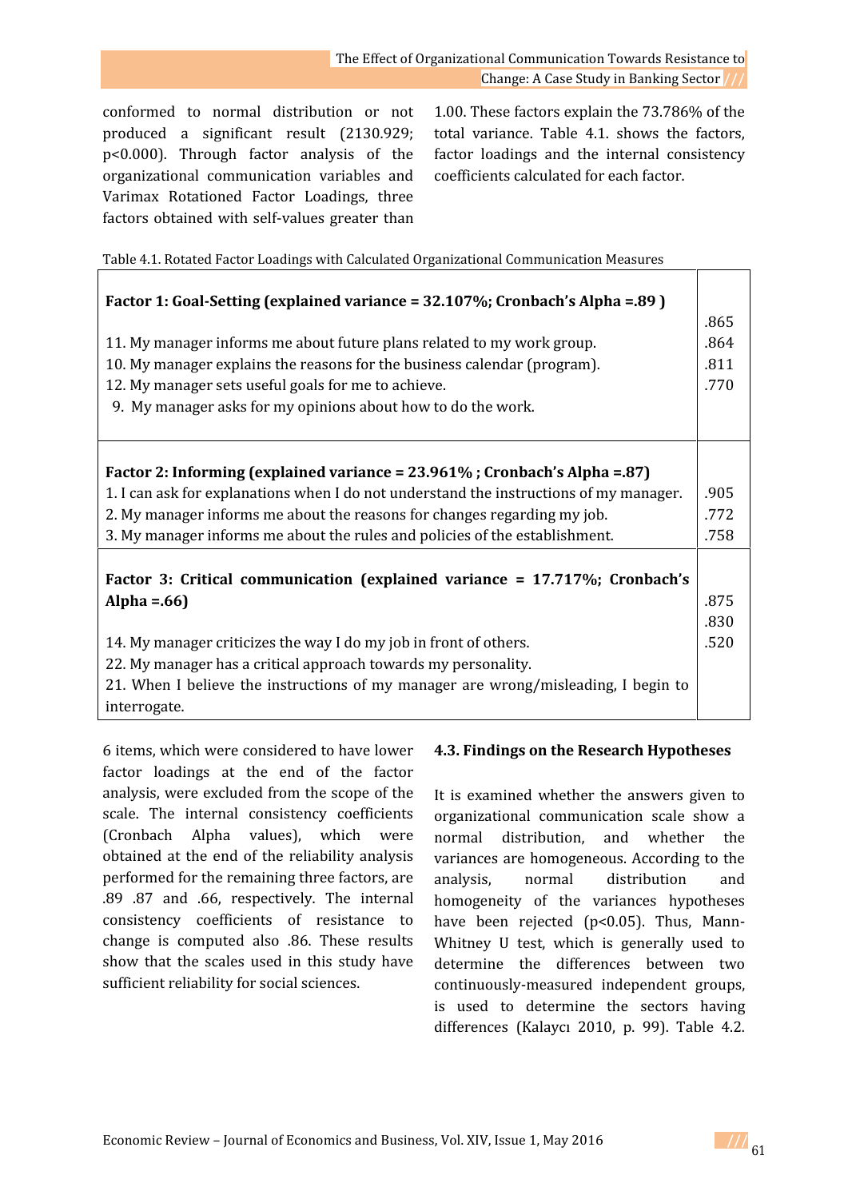conformed to normal distribution or not produced a significant result (2130.929; $p<0.000$). Through factor analysis of the organizational communication variables and Varimax Rotationed Factor Loadings, three factors obtained with self-values greater than 1.00. These factors explain the 73.786% of the total variance. Table 4.1. shows the factors, factor loadings and the internal consistency coefficients calculated for each factor.

Table 4.1. Rotated Factor Loadings with Calculated Organizational Communication Measures

| | |
|---|---|
| **Factor 1: Goal-Setting (explained variance = 32.107%; Cronbach's Alpha =.89 )** | |
| 11. My manager informs me about future plans related to my work group. | .865 |
| 10. My manager explains the reasons for the business calendar (program). | .864 |
| 12. My manager sets useful goals for me to achieve. | .811 |
| 9. My manager asks for my opinions about how to do the work. | .770 |
| **Factor 2: Informing (explained variance = 23.961% ; Cronbach's Alpha =.87)** | |
| 1. I can ask for explanations when I do not understand the instructions of my manager. | .905 |
| 2. My manager informs me about the reasons for changes regarding my job. | .772 |
| 3. My manager informs me about the rules and policies of the establishment. | .758 |
| **Factor 3: Critical communication (explained variance = 17.717%; Cronbach's Alpha =.66)** | |
| 14. My manager criticizes the way I do my job in front of others. | .875 |
| 22. My manager has a critical approach towards my personality. | .830 |
| 21. When I believe the instructions of my manager are wrong/misleading, I begin to interrogate. | .520 |

6 items, which were considered to have lower factor loadings at the end of the factor analysis, were excluded from the scope of the scale. The internal consistency coefficients (Cronbach Alpha values), which were obtained at the end of the reliability analysis performed for the remaining three factors, are .89 .87 and .66, respectively. The internal consistency coefficients of resistance to change is computed also .86. These results show that the scales used in this study have sufficient reliability for social sciences.

### 4.3. Findings on the Research Hypotheses

It is examined whether the answers given to organizational communication scale show a normal distribution, and whether the variances are homogeneous. According to the analysis, normal distribution and homogeneity of the variances hypotheses have been rejected ($p<0.05$). Thus, Mann-Whitney U test, which is generally used to determine the differences between two continuously-measured independent groups, is used to determine the sectors having differences (Kalaycı 2010, p. 99). Table 4.2.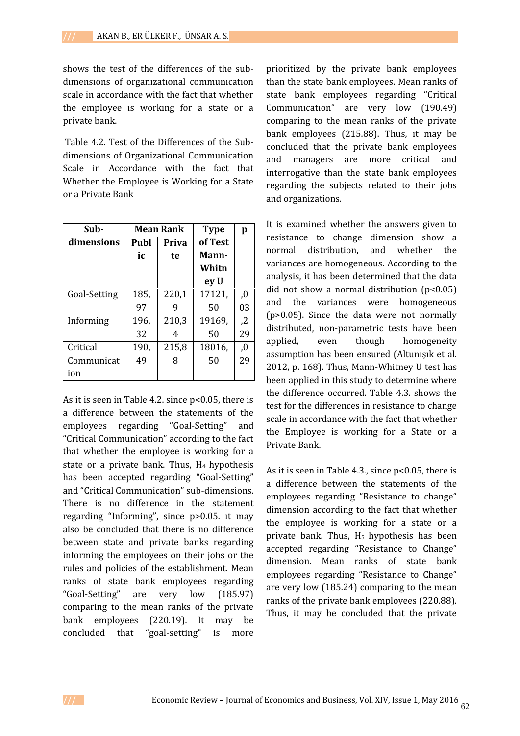shows the test of the differences of the sub-dimensions of organizational communication scale in accordance with the fact that whether the employee is working for a state or a private bank.

Table 4.2. Test of the Differences of the Sub-dimensions of Organizational Communication Scale in Accordance with the fact that Whether the Employee is Working for a State or a Private Bank

| Sub-dimensions | Mean Rank | | Type of Test Mann-Whitney U | p |
|---|---|---|---|---|
| | Public | Private | | |
| Goal-Setting | 185,97 | 220,19 | 17121,50 | ,003 |
| Informing | 196,32 | 210,34 | 19169,50 | ,229 |
| Critical Communication | 190,49 | 215,88 | 18016,50 | ,029 |

As it is seen in Table 4.2. since p<0.05, there is a difference between the statements of the employees regarding "Goal-Setting" and "Critical Communication" according to the fact that whether the employee is working for a state or a private bank. Thus, $H_4$ hypothesis has been accepted regarding "Goal-Setting" and "Critical Communication" sub-dimensions. There is no difference in the statement regarding "Informing", since p>0.05. ıt may also be concluded that there is no difference between state and private banks regarding informing the employees on their jobs or the rules and policies of the establishment. Mean ranks of state bank employees regarding "Goal-Setting" are very low (185.97) comparing to the mean ranks of the private bank employees (220.19). It may be concluded that "goal-setting" is more prioritized by the private bank employees than the state bank employees. Mean ranks of state bank employees regarding "Critical Communication" are very low (190.49) comparing to the mean ranks of the private bank employees (215.88). Thus, it may be concluded that the private bank employees and managers are more critical and interrogative than the state bank employees regarding the subjects related to their jobs and organizations.

It is examined whether the answers given to resistance to change dimension show a normal distribution, and whether the variances are homogeneous. According to the analysis, it has been determined that the data did not show a normal distribution (p<0.05) and the variances were homogeneous (p>0.05). Since the data were not normally distributed, non-parametric tests have been applied, even though homogeneity assumption has been ensured (Altunışık et al. 2012, p. 168). Thus, Mann-Whitney U test has been applied in this study to determine where the difference occurred. Table 4.3. shows the test for the differences in resistance to change scale in accordance with the fact that whether the Employee is working for a State or a Private Bank.

As it is seen in Table 4.3., since p<0.05, there is a difference between the statements of the employees regarding "Resistance to change" dimension according to the fact that whether the employee is working for a state or a private bank. Thus, $H_5$ hypothesis has been accepted regarding "Resistance to Change" dimension. Mean ranks of state bank employees regarding "Resistance to Change" are very low (185.24) comparing to the mean ranks of the private bank employees (220.88). Thus, it may be concluded that the private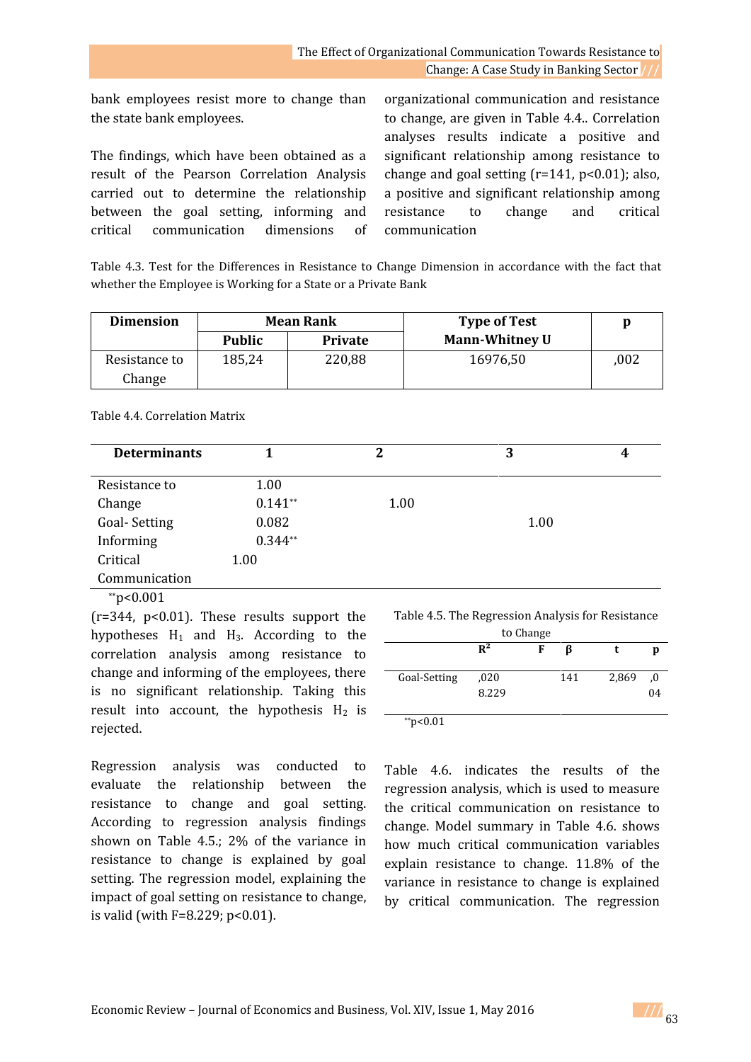bank employees resist more to change than the state bank employees.

The findings, which have been obtained as a result of the Pearson Correlation Analysis carried out to determine the relationship between the goal setting, informing and critical communication dimensions of organizational communication and resistance to change, are given in Table 4.4.. Correlation analyses results indicate a positive and significant relationship among resistance to change and goal setting (r=141, p<0.01); also, a positive and significant relationship among resistance to change and critical communication

Table 4.3. Test for the Differences in Resistance to Change Dimension in accordance with the fact that whether the Employee is Working for a State or a Private Bank

| Dimension | Mean Rank | | Type of Test | p |
|---|---|---|---|---|
| | Public | Private | Mann-Whitney U | |
| Resistance to Change | 185,24 | 220,88 | 16976,50 | ,002 |

Table 4.4. Correlation Matrix

| Determinants | 1 | 2 | 3 | 4 |
|---|---|---|---|---|
| Resistance to Change | 1.00 | | | |
| Goal- Setting | 0.141** | 1.00 | | |
| Informing | 0.082 | | 1.00 | |
| Critical Communication | 0.344** | | | 1.00 |

**p<0.001

(r=344, p<0.01). These results support the hypotheses $H_1$ and $H_3$. According to the correlation analysis among resistance to change and informing of the employees, there is no significant relationship. Taking this result into account, the hypothesis $H_2$ is rejected.

Regression analysis was conducted to evaluate the relationship between the resistance to change and goal setting. According to regression analysis findings shown on Table 4.5.; 2% of the variance in resistance to change is explained by goal setting. The regression model, explaining the impact of goal setting on resistance to change, is valid (with F=8.229; p<0.01).

Table 4.5. The Regression Analysis for Resistance to Change

| | $R^2$ | F | β | t | p |
|---|---|---|---|---|---|
| Goal-Setting | ,020 | 8.229 | 141 | 2,869 | ,004 |

**p<0.01

Table 4.6. indicates the results of the regression analysis, which is used to measure the critical communication on resistance to change. Model summary in Table 4.6. shows how much critical communication variables explain resistance to change. 11.8% of the variance in resistance to change is explained by critical communication. The regression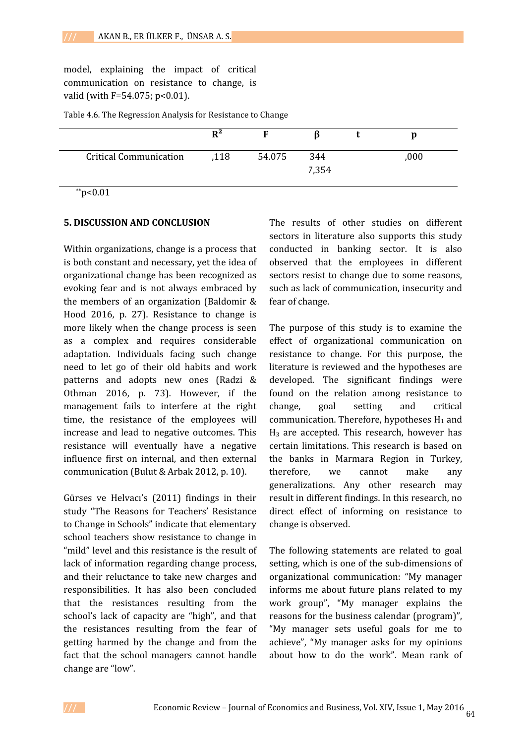model, explaining the impact of critical communication on resistance to change, is valid (with F=54.075; p<0.01).

Table 4.6. The Regression Analysis for Resistance to Change

| | $R^2$ | F | β | t | p |
|---|---|---|---|---|---|
| Critical Communication | ,118 | 54.075 | 344 7,354 | | ,000 |

**p<0.01

## 5. DISCUSSION AND CONCLUSION

Within organizations, change is a process that is both constant and necessary, yet the idea of organizational change has been recognized as evoking fear and is not always embraced by the members of an organization (Baldomir & Hood 2016, p. 27). Resistance to change is more likely when the change process is seen as a complex and requires considerable adaptation. Individuals facing such change need to let go of their old habits and work patterns and adopts new ones (Radzi & Othman 2016, p. 73). However, if the management fails to interfere at the right time, the resistance of the employees will increase and lead to negative outcomes. This resistance will eventually have a negative influence first on internal, and then external communication (Bulut & Arbak 2012, p. 10).

Gürses ve Helvacı's (2011) findings in their study "The Reasons for Teachers' Resistance to Change in Schools" indicate that elementary school teachers show resistance to change in "mild" level and this resistance is the result of lack of information regarding change process, and their reluctance to take new charges and responsibilities. It has also been concluded that the resistances resulting from the school's lack of capacity are "high", and that the resistances resulting from the fear of getting harmed by the change and from the fact that the school managers cannot handle change are "low".

The results of other studies on different sectors in literature also supports this study conducted in banking sector. It is also observed that the employees in different sectors resist to change due to some reasons, such as lack of communication, insecurity and fear of change.

The purpose of this study is to examine the effect of organizational communication on resistance to change. For this purpose, the literature is reviewed and the hypotheses are developed. The significant findings were found on the relation among resistance to change, goal setting and critical communication. Therefore, hypotheses $H_1$ and $H_3$ are accepted. This research, however has certain limitations. This research is based on the banks in Marmara Region in Turkey, therefore, we cannot make any generalizations. Any other research may result in different findings. In this research, no direct effect of informing on resistance to change is observed.

The following statements are related to goal setting, which is one of the sub-dimensions of organizational communication: "My manager informs me about future plans related to my work group", "My manager explains the reasons for the business calendar (program)", "My manager sets useful goals for me to achieve", "My manager asks for my opinions about how to do the work". Mean rank of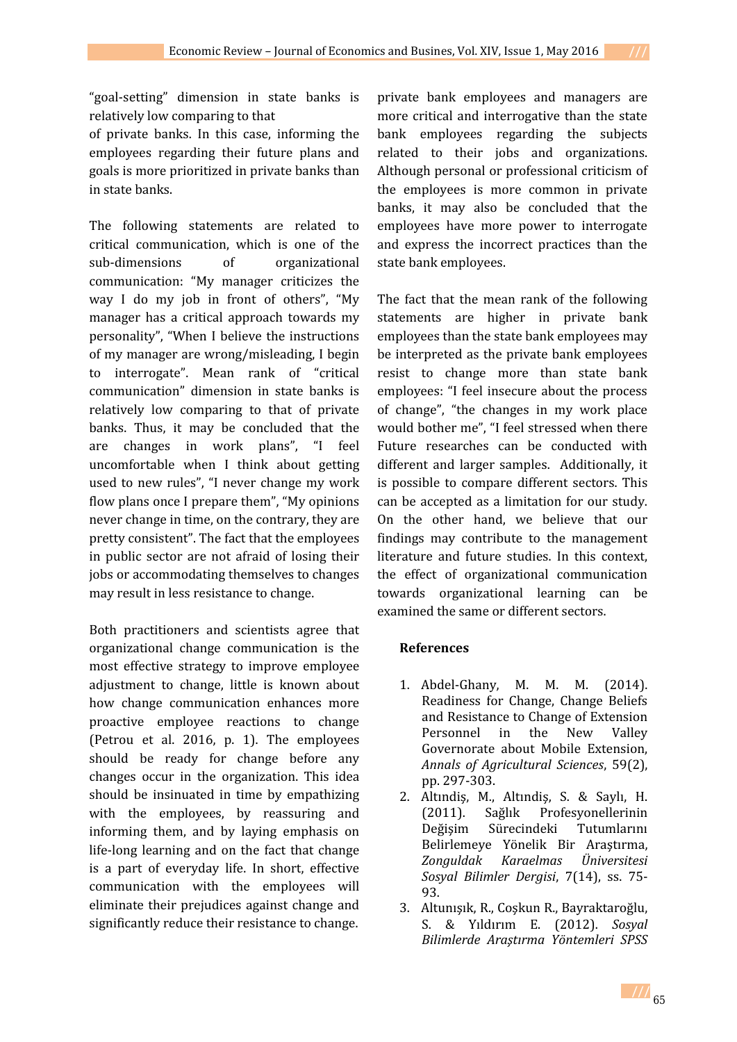"goal-setting" dimension in state banks is relatively low comparing to that
of private banks. In this case, informing the employees regarding their future plans and goals is more prioritized in private banks than in state banks.

The following statements are related to critical communication, which is one of the sub-dimensions of organizational communication: "My manager criticizes the way I do my job in front of others", "My manager has a critical approach towards my personality", "When I believe the instructions of my manager are wrong/misleading, I begin to interrogate". Mean rank of "critical communication" dimension in state banks is relatively low comparing to that of private banks. Thus, it may be concluded that the private bank employees and managers are more critical and interrogative than the state bank employees regarding the subjects related to their jobs and organizations. Although personal or professional criticism of the employees is more common in private banks, it may also be concluded that the employees have more power to interrogate and express the incorrect practices than the state bank employees.

The fact that the mean rank of the following statements are higher in private bank employees than the state bank employees may be interpreted as the private bank employees resist to change more than state bank employees: "I feel insecure about the process of change", "the changes in my work place would bother me", "I feel stressed when there are changes in work plans", "I feel uncomfortable when I think about getting used to new rules", "I never change my work flow plans once I prepare them", "My opinions never change in time, on the contrary, they are pretty consistent". The fact that the employees in public sector are not afraid of losing their jobs or accommodating themselves to changes may result in less resistance to change.

Both practitioners and scientists agree that organizational change communication is the most effective strategy to improve employee adjustment to change, little is known about how change communication enhances more proactive employee reactions to change (Petrou et al. 2016, p. 1). The employees should be ready for change before any changes occur in the organization. This idea should be insinuated in time by empathizing with the employees, by reassuring and informing them, and by laying emphasis on life-long learning and on the fact that change is a part of everyday life. In short, effective communication with the employees will eliminate their prejudices against change and significantly reduce their resistance to change.

Future researches can be conducted with different and larger samples. Additionally, it is possible to compare different sectors. This can be accepted as a limitation for our study. On the other hand, we believe that our findings may contribute to the management literature and future studies. In this context, the effect of organizational communication towards organizational learning can be examined the same or different sectors.

## References

1. Abdel-Ghany, M. M. M. (2014). Readiness for Change, Change Beliefs and Resistance to Change of Extension Personnel in the New Valley Governorate about Mobile Extension, *Annals of Agricultural Sciences*, 59(2), pp. 297-303.
2. Altındiş, M., Altındiş, S. & Saylı, H. (2011). Sağlık Profesyonellerinin Değişim Sürecindeki Tutumlarını Belirlemeye Yönelik Bir Araştırma, *Zonguldak Karaelmas Üniversitesi Sosyal Bilimler Dergisi*, 7(14), ss. 75-93.
3. Altunışık, R., Coşkun R., Bayraktaroğlu, S. & Yıldırım E. (2012). *Sosyal Bilimlerde Araştırma Yöntemleri SPSS*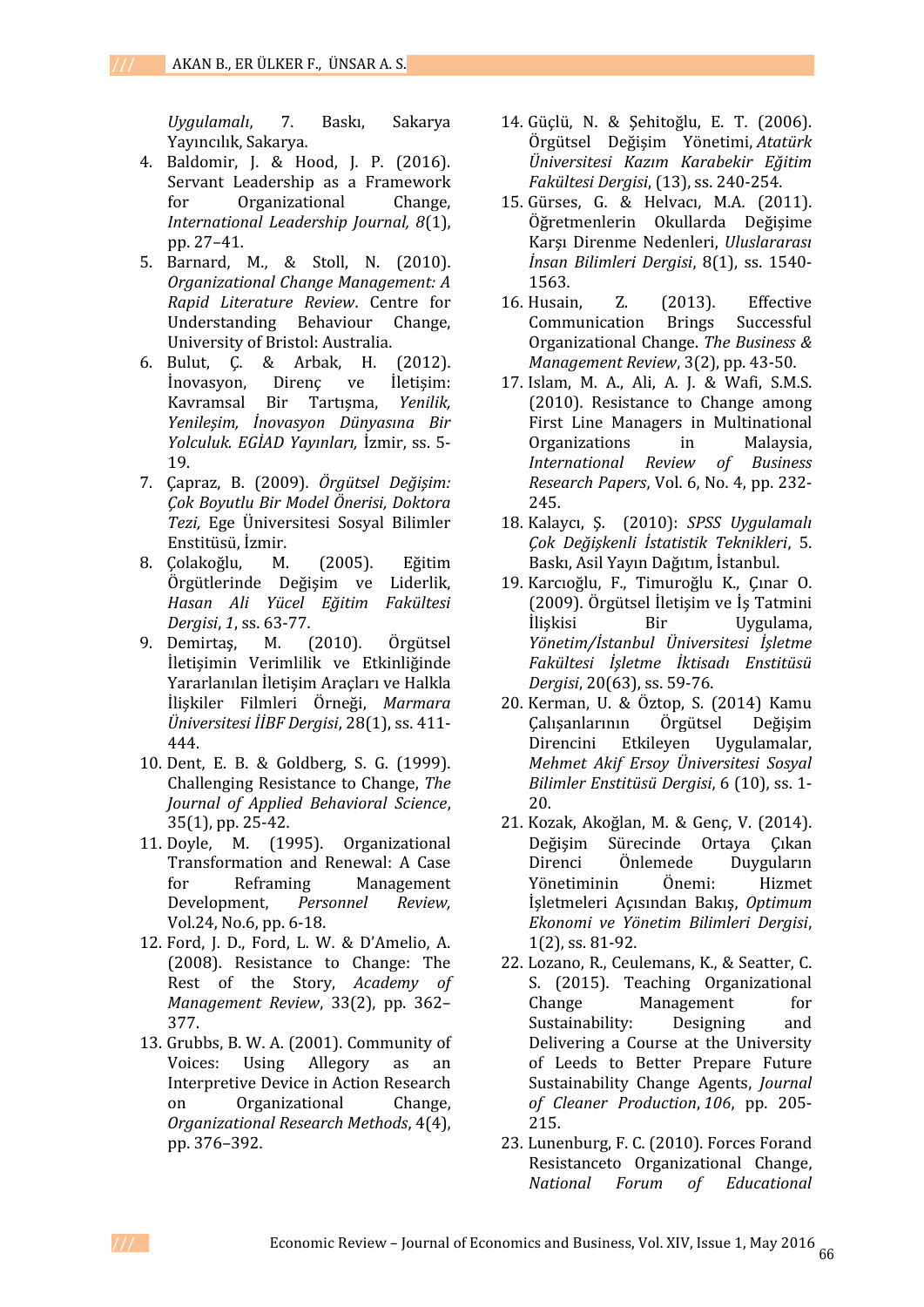*Uygulamalı*, 7. Baskı, Sakarya Yayıncılık, Sakarya.

4. Baldomir, J. & Hood, J. P. (2016). Servant Leadership as a Framework for Organizational Change, *International Leadership Journal, 8*(1), pp. 27–41.
5. Barnard, M., & Stoll, N. (2010). *Organizational Change Management: A Rapid Literature Review*. Centre for Understanding Behaviour Change, University of Bristol: Australia.
6. Bulut, Ç. & Arbak, H. (2012). İnovasyon, Direnç ve İletişim: Kavramsal Bir Tartışma, *Yenilik, Yenileşim, İnovasyon Dünyasına Bir Yolculuk. EGİAD Yayınları,* İzmir, ss. 5-19.
7. Çapraz, B. (2009). *Örgütsel Değişim: Çok Boyutlu Bir Model Önerisi, Doktora Tezi,* Ege Üniversitesi Sosyal Bilimler Enstitüsü, İzmir.
8. Çolakoğlu, M. (2005). Eğitim Örgütlerinde Değişim ve Liderlik, *Hasan Ali Yücel Eğitim Fakültesi Dergisi*, *1*, ss. 63-77.
9. Demirtaş, M. (2010). Örgütsel İletişimin Verimlilik ve Etkinliğinde Yararlanılan İletişim Araçları ve Halkla İlişkiler Filmleri Örneği, *Marmara Üniversitesi İİBF Dergisi*, 28(1), ss. 411-444.
10. Dent, E. B. & Goldberg, S. G. (1999). Challenging Resistance to Change, *The Journal of Applied Behavioral Science*, 35(1), pp. 25-42.
11. Doyle, M. (1995). Organizational Transformation and Renewal: A Case for Reframing Management Development, *Personnel Review,* Vol.24, No.6, pp. 6-18.
12. Ford, J. D., Ford, L. W. & D'Amelio, A. (2008). Resistance to Change: The Rest of the Story, *Academy of Management Review*, 33(2), pp. 362–377.
13. Grubbs, B. W. A. (2001). Community of Voices: Using Allegory as an Interpretive Device in Action Research on Organizational Change, *Organizational Research Methods*, 4(4), pp. 376–392.
14. Güçlü, N. & Şehitoğlu, E. T. (2006). Örgütsel Değişim Yönetimi, *Atatürk Üniversitesi Kazım Karabekir Eğitim Fakültesi Dergisi*, (13), ss. 240-254.
15. Gürses, G. & Helvacı, M.A. (2011). Öğretmenlerin Okullarda Değişime Karşı Direnme Nedenleri, *Uluslararası İnsan Bilimleri Dergisi*, 8(1), ss. 1540-1563.
16. Husain, Z. (2013). Effective Communication Brings Successful Organizational Change. *The Business & Management Review*, 3(2), pp. 43-50.
17. Islam, M. A., Ali, A. J. & Wafi, S.M.S. (2010). Resistance to Change among First Line Managers in Multinational Organizations in Malaysia, *International Review of Business Research Papers*, Vol. 6, No. 4, pp. 232-245.
18. Kalaycı, Ş. (2010): *SPSS Uygulamalı Çok Değişkenli İstatistik Teknikleri*, 5. Baskı, Asil Yayın Dağıtım, İstanbul.
19. Karcıoğlu, F., Timuroğlu K., Çınar O. (2009). Örgütsel İletişim ve İş Tatmini İlişkisi Bir Uygulama, *Yönetim/İstanbul Üniversitesi İşletme Fakültesi İşletme İktisadı Enstitüsü Dergisi*, 20(63), ss. 59-76.
20. Kerman, U. & Öztop, S. (2014) Kamu Çalışanlarının Örgütsel Değişim Direncini Etkileyen Uygulamalar, *Mehmet Akif Ersoy Üniversitesi Sosyal Bilimler Enstitüsü Dergisi*, 6 (10), ss. 1-20.
21. Kozak, Akoğlan, M. & Genç, V. (2014). Değişim Sürecinde Ortaya Çıkan Direnci Önlemede Duyguların Yönetiminin Önemi: Hizmet İşletmeleri Açısından Bakış, *Optimum Ekonomi ve Yönetim Bilimleri Dergisi*, 1(2), ss. 81-92.
22. Lozano, R., Ceulemans, K., & Seatter, C. S. (2015). Teaching Organizational Change Management for Sustainability: Designing and Delivering a Course at the University of Leeds to Better Prepare Future Sustainability Change Agents, *Journal of Cleaner Production*, *106*, pp. 205-215.
23. Lunenburg, F. C. (2010). Forces Forand Resistanceto Organizational Change, *National Forum of Educational*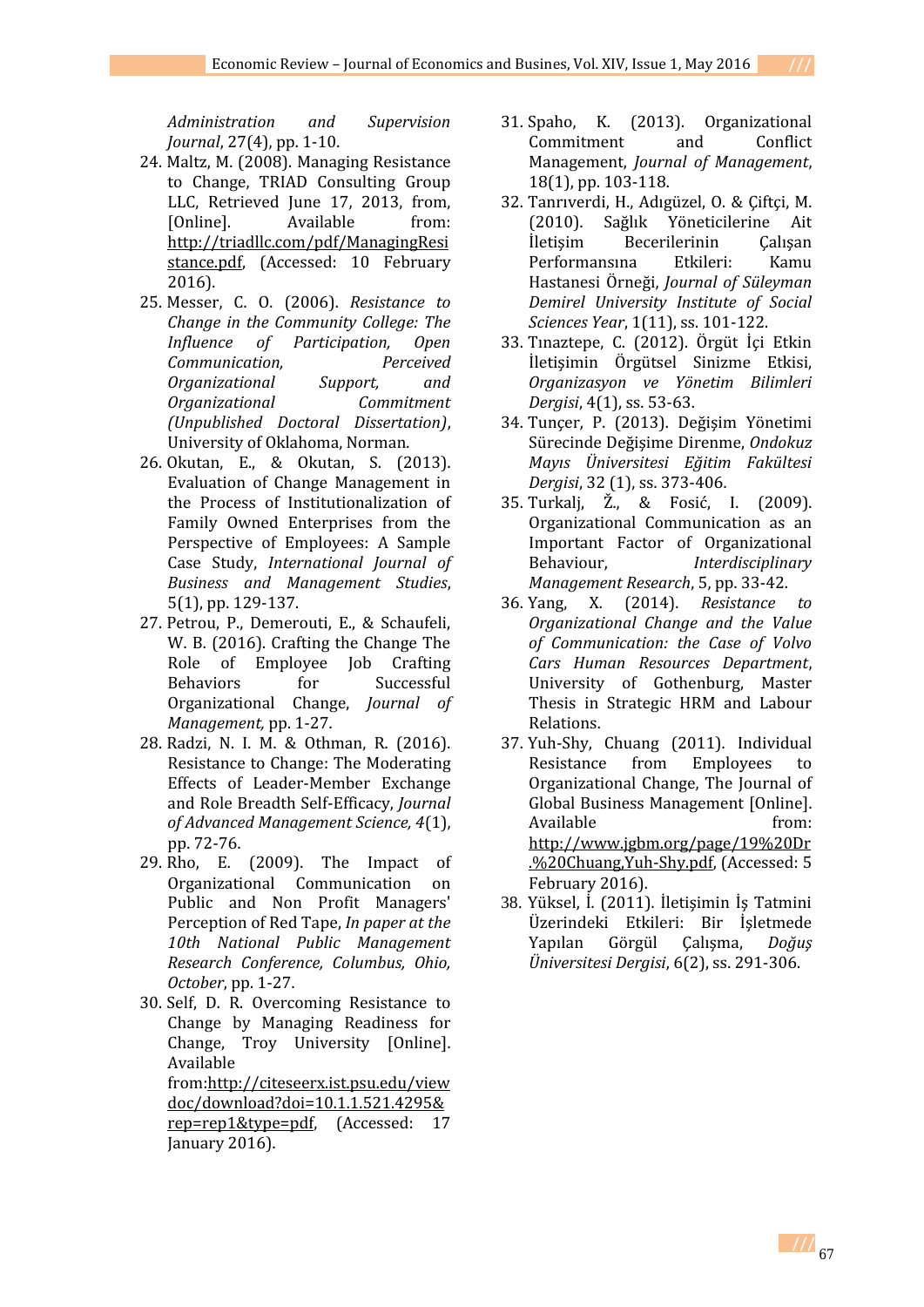*Administration and Supervision Journal*, 27(4), pp. 1-10.

24. Maltz, M. (2008). Managing Resistance to Change, TRIAD Consulting Group LLC, Retrieved June 17, 2013, from, [Online]. Available from: http://triadllc.com/pdf/ManagingResistance.pdf, (Accessed: 10 February 2016).
25. Messer, C. O. (2006). *Resistance to Change in the Community College: The Influence of Participation, Open Communication, Perceived Organizational Support, and Organizational Commitment (Unpublished Doctoral Dissertation)*, University of Oklahoma, Norman.
26. Okutan, E., & Okutan, S. (2013). Evaluation of Change Management in the Process of Institutionalization of Family Owned Enterprises from the Perspective of Employees: A Sample Case Study, *International Journal of Business and Management Studies*, 5(1), pp. 129-137.
27. Petrou, P., Demerouti, E., & Schaufeli, W. B. (2016). Crafting the Change The Role of Employee Job Crafting Behaviors for Successful Organizational Change, *Journal of Management,* pp. 1-27.
28. Radzi, N. I. M. & Othman, R. (2016). Resistance to Change: The Moderating Effects of Leader-Member Exchange and Role Breadth Self-Efficacy, *Journal of Advanced Management Science, 4*(1), pp. 72-76.
29. Rho, E. (2009). The Impact of Organizational Communication on Public and Non Profit Managers' Perception of Red Tape, *In paper at the 10th National Public Management Research Conference, Columbus, Ohio, October*, pp. 1-27.
30. Self, D. R. Overcoming Resistance to Change by Managing Readiness for Change, Troy University [Online]. Available from:http://citeseerx.ist.psu.edu/viewdoc/download?doi=10.1.1.521.4295&rep=rep1&type=pdf, (Accessed: 17 January 2016).
31. Spaho, K. (2013). Organizational Commitment and Conflict Management, *Journal of Management*, 18(1), pp. 103-118.
32. Tanrıverdi, H., Adıgüzel, O. & Çiftçi, M. (2010). Sağlık Yöneticilerine Ait İletişim Becerilerinin Çalışan Performansına Etkileri: Kamu Hastanesi Örneği, *Journal of Süleyman Demirel University Institute of Social Sciences Year*, 1(11), ss. 101-122.
33. Tınaztepe, C. (2012). Örgüt İçi Etkin İletişimin Örgütsel Sinizme Etkisi, *Organizasyon ve Yönetim Bilimleri Dergisi*, 4(1), ss. 53-63.
34. Tunçer, P. (2013). Değişim Yönetimi Sürecinde Değişime Direnme, *Ondokuz Mayıs Üniversitesi Eğitim Fakültesi Dergisi*, 32 (1), ss. 373-406.
35. Turkalj, Ž., & Fosić, I. (2009). Organizational Communication as an Important Factor of Organizational Behaviour, *Interdisciplinary Management Research*, 5, pp. 33-42.
36. Yang, X. (2014). *Resistance to Organizational Change and the Value of Communication: the Case of Volvo Cars Human Resources Department*, University of Gothenburg, Master Thesis in Strategic HRM and Labour Relations.
37. Yuh-Shy, Chuang (2011). Individual Resistance from Employees to Organizational Change, The Journal of Global Business Management [Online]. Available from: http://www.jgbm.org/page/19%20Dr.%20Chuang,Yuh-Shy.pdf, (Accessed: 5 February 2016).
38. Yüksel, İ. (2011). İletişimin İş Tatmini Üzerindeki Etkileri: Bir İşletmede Yapılan Görgül Çalışma, *Doğuş Üniversitesi Dergisi*, 6(2), ss. 291-306.